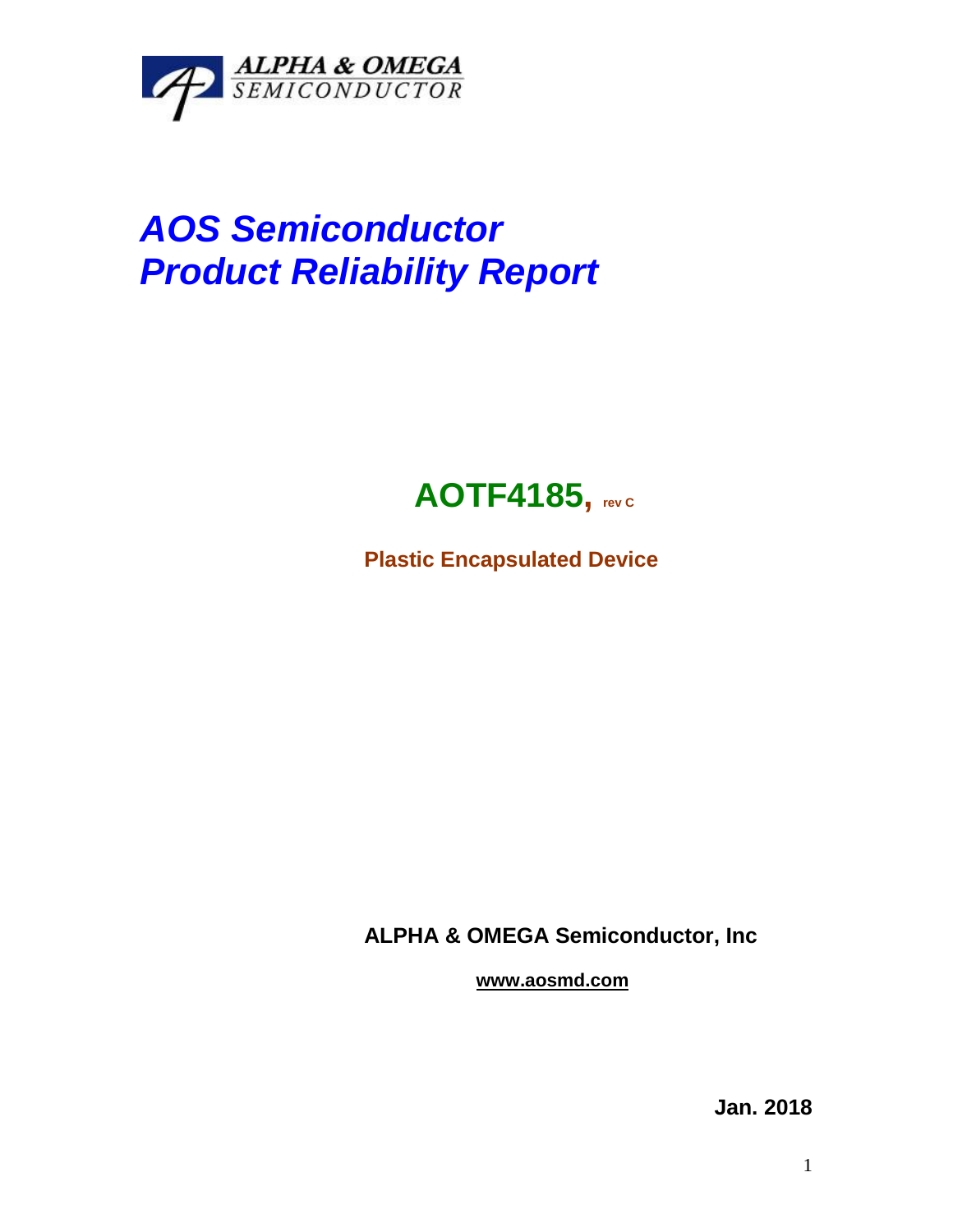ALPHA & OMEGA
SEMICONDUCTOR

# *AOS Semiconductor*
# *Product Reliability Report*

## AOTF4185, rev C

**Plastic Encapsulated Device**

**ALPHA & OMEGA Semiconductor, Inc**

**www.aosmd.com**

**Jan. 2018**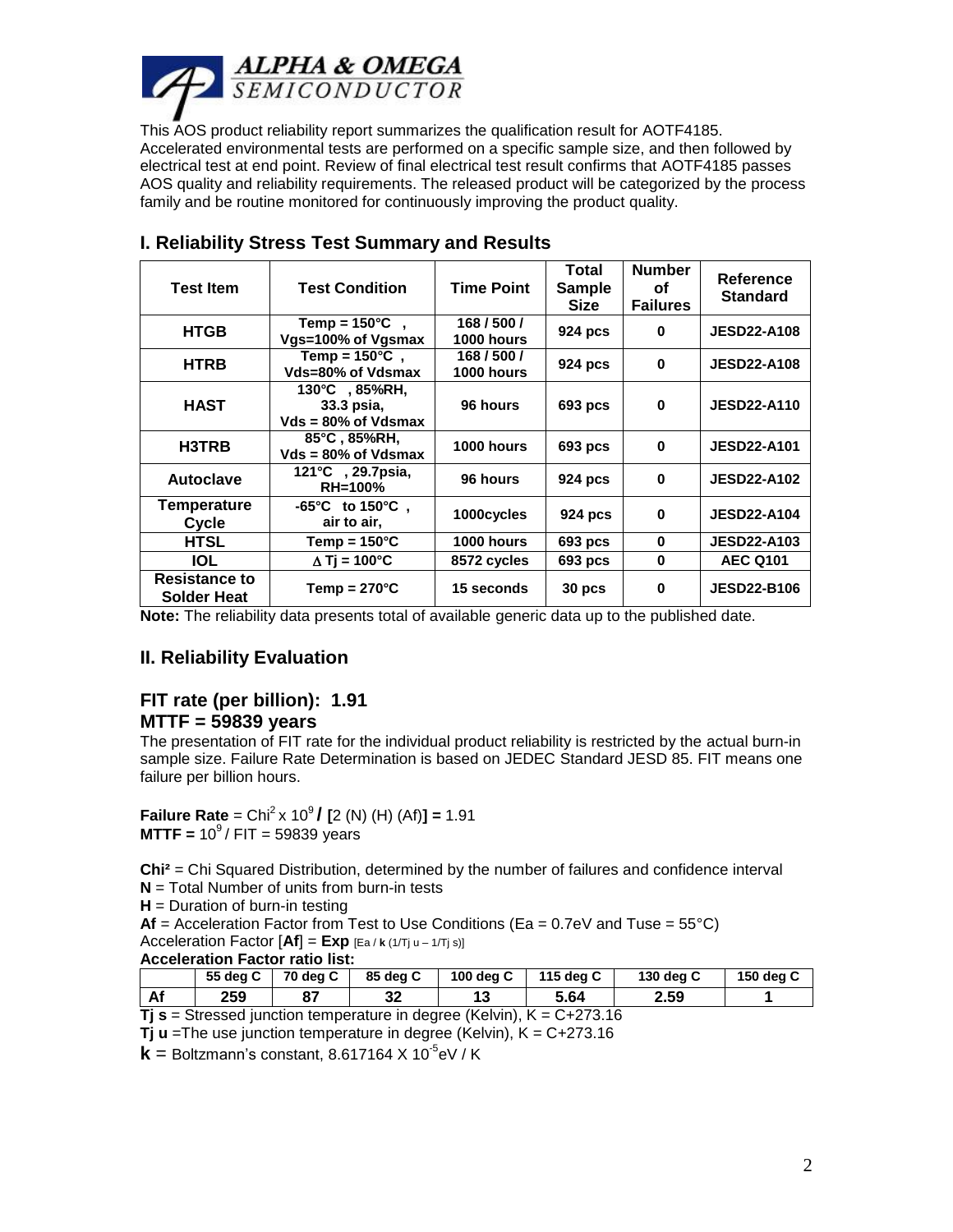This AOS product reliability report summarizes the qualification result for AOTF4185. Accelerated environmental tests are performed on a specific sample size, and then followed by electrical test at end point. Review of final electrical test result confirms that AOTF4185 passes AOS quality and reliability requirements. The released product will be categorized by the process family and be routine monitored for continuously improving the product quality.

## I. Reliability Stress Test Summary and Results

| Test Item | Test Condition | Time Point | Total Sample Size | Number of Failures | Reference Standard |
|---|---|---|---|---|---|
| HTGB | Temp = 150°C , Vgs=100% of Vgsmax | 168 / 500 / 1000 hours | 924 pcs | 0 | JESD22-A108 |
| HTRB | Temp = 150°C , Vds=80% of Vdsmax | 168 / 500 / 1000 hours | 924 pcs | 0 | JESD22-A108 |
| HAST | 130°C , 85%RH, 33.3 psia, Vds = 80% of Vdsmax | 96 hours | 693 pcs | 0 | JESD22-A110 |
| H3TRB | 85°C , 85%RH, Vds = 80% of Vdsmax | 1000 hours | 693 pcs | 0 | JESD22-A101 |
| Autoclave | 121°C , 29.7psia, RH=100% | 96 hours | 924 pcs | 0 | JESD22-A102 |
| Temperature Cycle | -65°C to 150°C , air to air, | 1000cycles | 924 pcs | 0 | JESD22-A104 |
| HTSL | Temp = 150°C | 1000 hours | 693 pcs | 0 | JESD22-A103 |
| IOL | $\Delta$ Tj = 100°C | 8572 cycles | 693 pcs | 0 | AEC Q101 |
| Resistance to Solder Heat | Temp = 270°C | 15 seconds | 30 pcs | 0 | JESD22-B106 |

**Note:** The reliability data presents total of available generic data up to the published date.

## II. Reliability Evaluation

### FIT rate (per billion): 1.91

### MTTF = 59839 years

The presentation of FIT rate for the individual product reliability is restricted by the actual burn-in sample size. Failure Rate Determination is based on JEDEC Standard JESD 85. FIT means one failure per billion hours.

**Failure Rate** = $Chi^2 \times 10^9$ **/ [**2 (N) (H) (Af)**] =** 1.91

**MTTF =** $10^9$ / FIT = 59839 years

**Chi²** = Chi Squared Distribution, determined by the number of failures and confidence interval

**N** = Total Number of units from burn-in tests

**H** = Duration of burn-in testing

**Af** = Acceleration Factor from Test to Use Conditions (Ea = 0.7eV and Tuse = 55°C)

Acceleration Factor [**Af**] = **Exp** [Ea / **k** (1/Tj u – 1/Tj s)]

**Acceleration Factor ratio list:**

| | 55 deg C | 70 deg C | 85 deg C | 100 deg C | 115 deg C | 130 deg C | 150 deg C |
|---|---|---|---|---|---|---|---|
| Af | 259 | 87 | 32 | 13 | 5.64 | 2.59 | 1 |

**Tj s** = Stressed junction temperature in degree (Kelvin), K = C+273.16

**Tj u** =The use junction temperature in degree (Kelvin), K = C+273.16

**k** = Boltzmann's constant, 8.617164 X $10^{-5}$eV / K